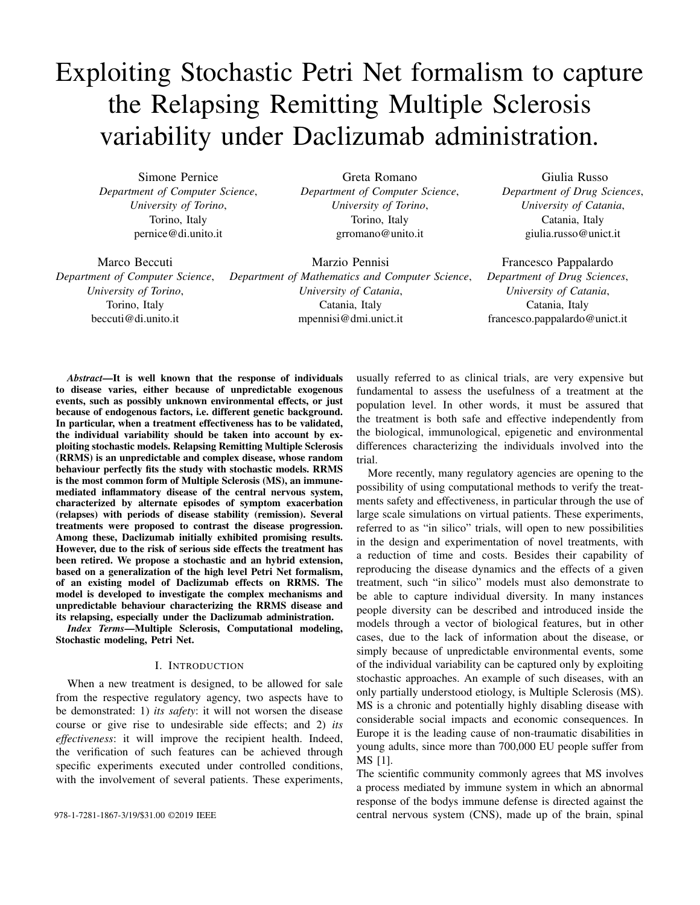# Exploiting Stochastic Petri Net formalism to capture the Relapsing Remitting Multiple Sclerosis variability under Daclizumab administration.

Simone Pernice
*Department of Computer Science*,
*University of Torino*,
Torino, Italy
pernice@di.unito.it

Greta Romano
*Department of Computer Science*,
*University of Torino*,
Torino, Italy
grromano@unito.it

Giulia Russo
*Department of Drug Sciences*,
*University of Catania*,
Catania, Italy
giulia.russo@unict.it

Marco Beccuti
*Department of Computer Science*,
*University of Torino*,
Torino, Italy
beccuti@di.unito.it

Marzio Pennisi
*Department of Mathematics and Computer Science*,
*University of Catania*,
Catania, Italy
mpennisi@dmi.unict.it

Francesco Pappalardo
*Department of Drug Sciences*,
*University of Catania*,
Catania, Italy
francesco.pappalardo@unict.it

***Abstract*—It is well known that the response of individuals to disease varies, either because of unpredictable exogenous events, such as possibly unknown environmental effects, or just because of endogenous factors, i.e. different genetic background. In particular, when a treatment effectiveness has to be validated, the individual variability should be taken into account by exploiting stochastic models. Relapsing Remitting Multiple Sclerosis (RRMS) is an unpredictable and complex disease, whose random behaviour perfectly fits the study with stochastic models. RRMS is the most common form of Multiple Sclerosis (MS), an immune-mediated inflammatory disease of the central nervous system, characterized by alternate episodes of symptom exacerbation (relapses) with periods of disease stability (remission). Several treatments were proposed to contrast the disease progression. Among these, Daclizumab initially exhibited promising results. However, due to the risk of serious side effects the treatment has been retired. We propose a stochastic and an hybrid extension, based on a generalization of the high level Petri Net formalism, of an existing model of Daclizumab effects on RRMS. The model is developed to investigate the complex mechanisms and unpredictable behaviour characterizing the RRMS disease and its relapsing, especially under the Daclizumab administration.**

***Index Terms*—Multiple Sclerosis, Computational modeling, Stochastic modeling, Petri Net.**

## I. Introduction

When a new treatment is designed, to be allowed for sale from the respective regulatory agency, two aspects have to be demonstrated: 1) *its safety*: it will not worsen the disease course or give rise to undesirable side effects; and 2) *its effectiveness*: it will improve the recipient health. Indeed, the verification of such features can be achieved through specific experiments executed under controlled conditions, with the involvement of several patients. These experiments, usually referred to as clinical trials, are very expensive but fundamental to assess the usefulness of a treatment at the population level. In other words, it must be assured that the treatment is both safe and effective independently from the biological, immunological, epigenetic and environmental differences characterizing the individuals involved into the trial.

More recently, many regulatory agencies are opening to the possibility of using computational methods to verify the treatments safety and effectiveness, in particular through the use of large scale simulations on virtual patients. These experiments, referred to as "in silico" trials, will open to new possibilities in the design and experimentation of novel treatments, with a reduction of time and costs. Besides their capability of reproducing the disease dynamics and the effects of a given treatment, such "in silico" models must also demonstrate to be able to capture individual diversity. In many instances people diversity can be described and introduced inside the models through a vector of biological features, but in other cases, due to the lack of information about the disease, or simply because of unpredictable environmental events, some of the individual variability can be captured only by exploiting stochastic approaches. An example of such diseases, with an only partially understood etiology, is Multiple Sclerosis (MS). MS is a chronic and potentially highly disabling disease with considerable social impacts and economic consequences. In Europe it is the leading cause of non-traumatic disabilities in young adults, since more than 700,000 EU people suffer from MS [1].

The scientific community commonly agrees that MS involves a process mediated by immune system in which an abnormal response of the bodys immune defense is directed against the central nervous system (CNS), made up of the brain, spinal

978-1-7281-1867-3/19/$31.00 ©2019 IEEE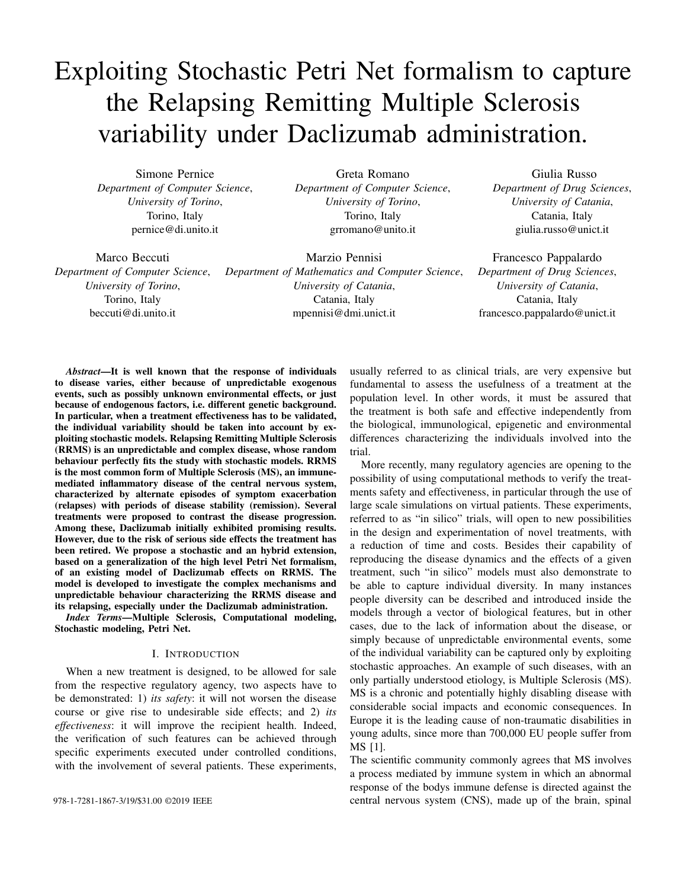# Exploiting Stochastic Petri Net formalism to capture the Relapsing Remitting Multiple Sclerosis variability under Daclizumab administration.

Simone Pernice
*Department of Computer Science,*
*University of Torino,*
Torino, Italy
pernice@di.unito.it

Greta Romano
*Department of Computer Science,*
*University of Torino,*
Torino, Italy
grromano@unito.it

Giulia Russo
*Department of Drug Sciences,*
*University of Catania,*
Catania, Italy
giulia.russo@unict.it

Marco Beccuti
*Department of Computer Science,*
*University of Torino,*
Torino, Italy
beccuti@di.unito.it

Marzio Pennisi
*Department of Mathematics and Computer Science,*
*University of Catania,*
Catania, Italy
mpennisi@dmi.unict.it

Francesco Pappalardo
*Department of Drug Sciences,*
*University of Catania,*
Catania, Italy
francesco.pappalardo@unict.it

***Abstract*—It is well known that the response of individuals to disease varies, either because of unpredictable exogenous events, such as possibly unknown environmental effects, or just because of endogenous factors, i.e. different genetic background. In particular, when a treatment effectiveness has to be validated, the individual variability should be taken into account by exploiting stochastic models. Relapsing Remitting Multiple Sclerosis (RRMS) is an unpredictable and complex disease, whose random behaviour perfectly fits the study with stochastic models. RRMS is the most common form of Multiple Sclerosis (MS), an immune-mediated inflammatory disease of the central nervous system, characterized by alternate episodes of symptom exacerbation (relapses) with periods of disease stability (remission). Several treatments were proposed to contrast the disease progression. Among these, Daclizumab initially exhibited promising results. However, due to the risk of serious side effects the treatment has been retired. We propose a stochastic and an hybrid extension, based on a generalization of the high level Petri Net formalism, of an existing model of Daclizumab effects on RRMS. The model is developed to investigate the complex mechanisms and unpredictable behaviour characterizing the RRMS disease and its relapsing, especially under the Daclizumab administration.**

***Index Terms*—Multiple Sclerosis, Computational modeling, Stochastic modeling, Petri Net.**

## I. Introduction

When a new treatment is designed, to be allowed for sale from the respective regulatory agency, two aspects have to be demonstrated: 1) *its safety*: it will not worsen the disease course or give rise to undesirable side effects; and 2) *its effectiveness*: it will improve the recipient health. Indeed, the verification of such features can be achieved through specific experiments executed under controlled conditions, with the involvement of several patients. These experiments, usually referred to as clinical trials, are very expensive but fundamental to assess the usefulness of a treatment at the population level. In other words, it must be assured that the treatment is both safe and effective independently from the biological, immunological, epigenetic and environmental differences characterizing the individuals involved into the trial.

More recently, many regulatory agencies are opening to the possibility of using computational methods to verify the treatments safety and effectiveness, in particular through the use of large scale simulations on virtual patients. These experiments, referred to as "in silico" trials, will open to new possibilities in the design and experimentation of novel treatments, with a reduction of time and costs. Besides their capability of reproducing the disease dynamics and the effects of a given treatment, such "in silico" models must also demonstrate to be able to capture individual diversity. In many instances people diversity can be described and introduced inside the models through a vector of biological features, but in other cases, due to the lack of information about the disease, or simply because of unpredictable environmental events, some of the individual variability can be captured only by exploiting stochastic approaches. An example of such diseases, with an only partially understood etiology, is Multiple Sclerosis (MS). MS is a chronic and potentially highly disabling disease with considerable social impacts and economic consequences. In Europe it is the leading cause of non-traumatic disabilities in young adults, since more than 700,000 EU people suffer from MS [1].

The scientific community commonly agrees that MS involves a process mediated by immune system in which an abnormal response of the bodys immune defense is directed against the central nervous system (CNS), made up of the brain, spinal

978-1-7281-1867-3/19/$31.00 ©2019 IEEE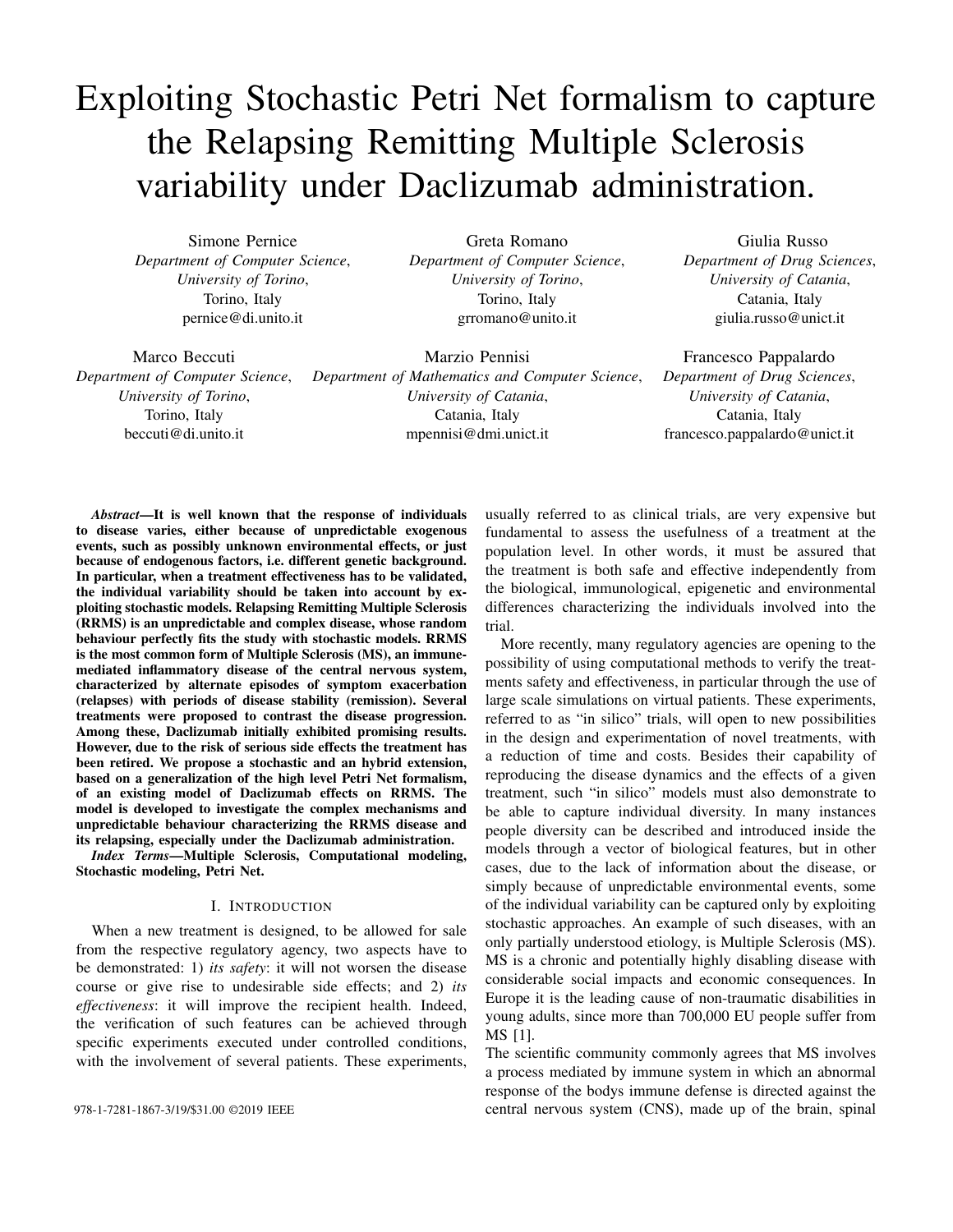# Exploiting Stochastic Petri Net formalism to capture the Relapsing Remitting Multiple Sclerosis variability under Daclizumab administration.

Simone Pernice
*Department of Computer Science,*
*University of Torino,*
Torino, Italy
pernice@di.unito.it

Greta Romano
*Department of Computer Science,*
*University of Torino,*
Torino, Italy
grromano@unito.it

Giulia Russo
*Department of Drug Sciences,*
*University of Catania,*
Catania, Italy
giulia.russo@unict.it

Marco Beccuti
*Department of Computer Science,*
*University of Torino,*
Torino, Italy
beccuti@di.unito.it

Marzio Pennisi
*Department of Mathematics and Computer Science,*
*University of Catania,*
Catania, Italy
mpennisi@dmi.unict.it

Francesco Pappalardo
*Department of Drug Sciences,*
*University of Catania,*
Catania, Italy
francesco.pappalardo@unict.it

***Abstract*—It is well known that the response of individuals to disease varies, either because of unpredictable exogenous events, such as possibly unknown environmental effects, or just because of endogenous factors, i.e. different genetic background. In particular, when a treatment effectiveness has to be validated, the individual variability should be taken into account by exploiting stochastic models. Relapsing Remitting Multiple Sclerosis (RRMS) is an unpredictable and complex disease, whose random behaviour perfectly fits the study with stochastic models. RRMS is the most common form of Multiple Sclerosis (MS), an immune-mediated inflammatory disease of the central nervous system, characterized by alternate episodes of symptom exacerbation (relapses) with periods of disease stability (remission). Several treatments were proposed to contrast the disease progression. Among these, Daclizumab initially exhibited promising results. However, due to the risk of serious side effects the treatment has been retired. We propose a stochastic and an hybrid extension, based on a generalization of the high level Petri Net formalism, of an existing model of Daclizumab effects on RRMS. The model is developed to investigate the complex mechanisms and unpredictable behaviour characterizing the RRMS disease and its relapsing, especially under the Daclizumab administration.**

***Index Terms*—Multiple Sclerosis, Computational modeling, Stochastic modeling, Petri Net.**

## I. Introduction

When a new treatment is designed, to be allowed for sale from the respective regulatory agency, two aspects have to be demonstrated: 1) *its safety*: it will not worsen the disease course or give rise to undesirable side effects; and 2) *its effectiveness*: it will improve the recipient health. Indeed, the verification of such features can be achieved through specific experiments executed under controlled conditions, with the involvement of several patients. These experiments, usually referred to as clinical trials, are very expensive but fundamental to assess the usefulness of a treatment at the population level. In other words, it must be assured that the treatment is both safe and effective independently from the biological, immunological, epigenetic and environmental differences characterizing the individuals involved into the trial.

More recently, many regulatory agencies are opening to the possibility of using computational methods to verify the treatments safety and effectiveness, in particular through the use of large scale simulations on virtual patients. These experiments, referred to as "in silico" trials, will open to new possibilities in the design and experimentation of novel treatments, with a reduction of time and costs. Besides their capability of reproducing the disease dynamics and the effects of a given treatment, such "in silico" models must also demonstrate to be able to capture individual diversity. In many instances people diversity can be described and introduced inside the models through a vector of biological features, but in other cases, due to the lack of information about the disease, or simply because of unpredictable environmental events, some of the individual variability can be captured only by exploiting stochastic approaches. An example of such diseases, with an only partially understood etiology, is Multiple Sclerosis (MS). MS is a chronic and potentially highly disabling disease with considerable social impacts and economic consequences. In Europe it is the leading cause of non-traumatic disabilities in young adults, since more than 700,000 EU people suffer from MS [1].

The scientific community commonly agrees that MS involves a process mediated by immune system in which an abnormal response of the bodys immune defense is directed against the central nervous system (CNS), made up of the brain, spinal

978-1-7281-1867-3/19/$31.00 ©2019 IEEE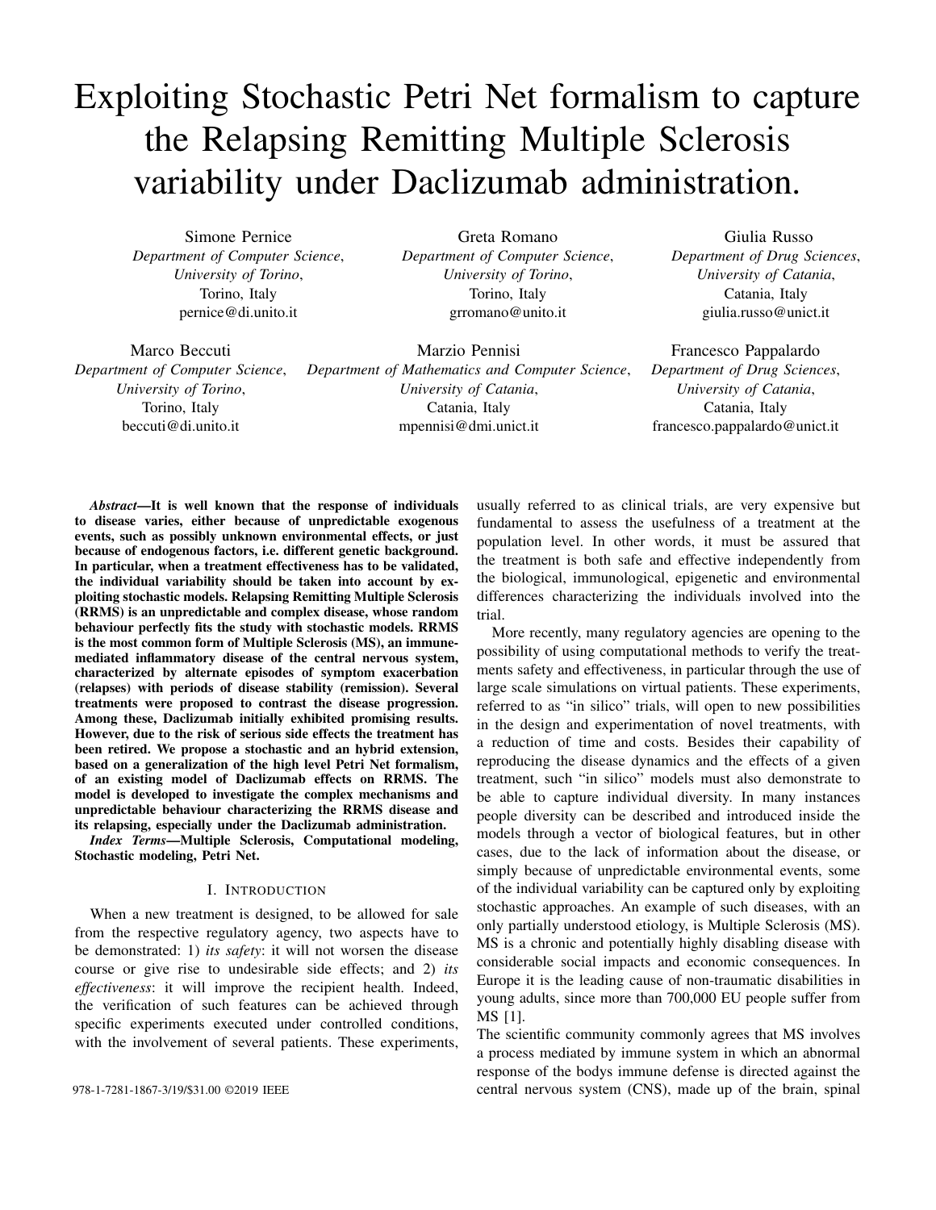# Exploiting Stochastic Petri Net formalism to capture the Relapsing Remitting Multiple Sclerosis variability under Daclizumab administration.

Simone Pernice
*Department of Computer Science,*
*University of Torino,*
Torino, Italy
pernice@di.unito.it

Greta Romano
*Department of Computer Science,*
*University of Torino,*
Torino, Italy
grromano@unito.it

Giulia Russo
*Department of Drug Sciences,*
*University of Catania,*
Catania, Italy
giulia.russo@unict.it

Marco Beccuti
*Department of Computer Science,*
*University of Torino,*
Torino, Italy
beccuti@di.unito.it

Marzio Pennisi
*Department of Mathematics and Computer Science,*
*University of Catania,*
Catania, Italy
mpennisi@dmi.unict.it

Francesco Pappalardo
*Department of Drug Sciences,*
*University of Catania,*
Catania, Italy
francesco.pappalardo@unict.it

***Abstract*—It is well known that the response of individuals to disease varies, either because of unpredictable exogenous events, such as possibly unknown environmental effects, or just because of endogenous factors, i.e. different genetic background. In particular, when a treatment effectiveness has to be validated, the individual variability should be taken into account by exploiting stochastic models. Relapsing Remitting Multiple Sclerosis (RRMS) is an unpredictable and complex disease, whose random behaviour perfectly fits the study with stochastic models. RRMS is the most common form of Multiple Sclerosis (MS), an immune-mediated inflammatory disease of the central nervous system, characterized by alternate episodes of symptom exacerbation (relapses) with periods of disease stability (remission). Several treatments were proposed to contrast the disease progression. Among these, Daclizumab initially exhibited promising results. However, due to the risk of serious side effects the treatment has been retired. We propose a stochastic and an hybrid extension, based on a generalization of the high level Petri Net formalism, of an existing model of Daclizumab effects on RRMS. The model is developed to investigate the complex mechanisms and unpredictable behaviour characterizing the RRMS disease and its relapsing, especially under the Daclizumab administration.**

***Index Terms*—Multiple Sclerosis, Computational modeling, Stochastic modeling, Petri Net.**

## I. Introduction

When a new treatment is designed, to be allowed for sale from the respective regulatory agency, two aspects have to be demonstrated: 1) *its safety*: it will not worsen the disease course or give rise to undesirable side effects; and 2) *its effectiveness*: it will improve the recipient health. Indeed, the verification of such features can be achieved through specific experiments executed under controlled conditions, with the involvement of several patients. These experiments, usually referred to as clinical trials, are very expensive but fundamental to assess the usefulness of a treatment at the population level. In other words, it must be assured that the treatment is both safe and effective independently from the biological, immunological, epigenetic and environmental differences characterizing the individuals involved into the trial.

More recently, many regulatory agencies are opening to the possibility of using computational methods to verify the treatments safety and effectiveness, in particular through the use of large scale simulations on virtual patients. These experiments, referred to as "in silico" trials, will open to new possibilities in the design and experimentation of novel treatments, with a reduction of time and costs. Besides their capability of reproducing the disease dynamics and the effects of a given treatment, such "in silico" models must also demonstrate to be able to capture individual diversity. In many instances people diversity can be described and introduced inside the models through a vector of biological features, but in other cases, due to the lack of information about the disease, or simply because of unpredictable environmental events, some of the individual variability can be captured only by exploiting stochastic approaches. An example of such diseases, with an only partially understood etiology, is Multiple Sclerosis (MS). MS is a chronic and potentially highly disabling disease with considerable social impacts and economic consequences. In Europe it is the leading cause of non-traumatic disabilities in young adults, since more than 700,000 EU people suffer from MS [1].

The scientific community commonly agrees that MS involves a process mediated by immune system in which an abnormal response of the bodys immune defense is directed against the central nervous system (CNS), made up of the brain, spinal

978-1-7281-1867-3/19/$31.00 ©2019 IEEE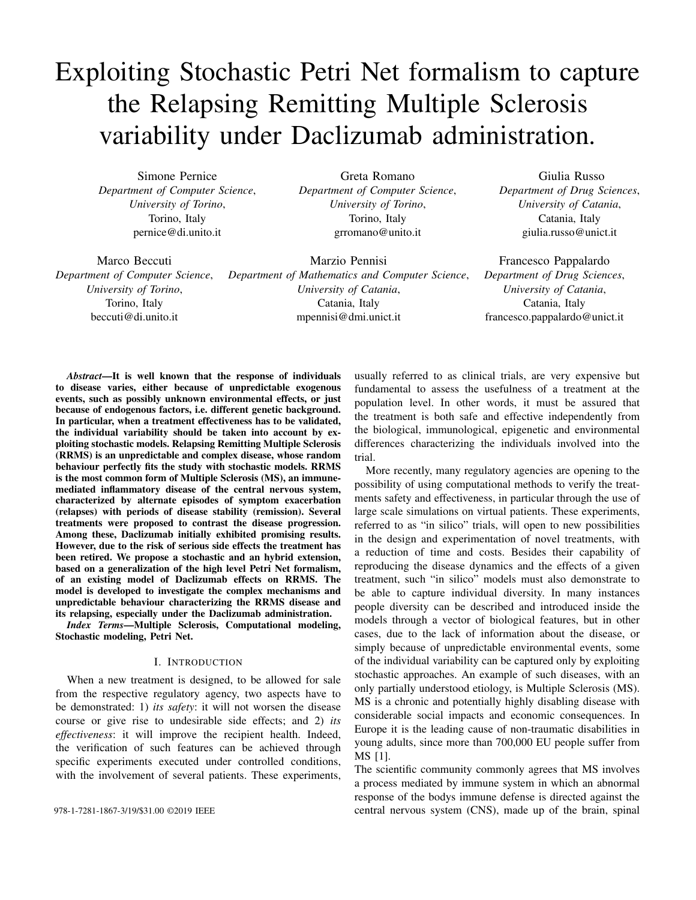# Exploiting Stochastic Petri Net formalism to capture the Relapsing Remitting Multiple Sclerosis variability under Daclizumab administration.

Simone Pernice
*Department of Computer Science,*
*University of Torino,*
Torino, Italy
pernice@di.unito.it

Greta Romano
*Department of Computer Science,*
*University of Torino,*
Torino, Italy
grromano@unito.it

Giulia Russo
*Department of Drug Sciences,*
*University of Catania,*
Catania, Italy
giulia.russo@unict.it

Marco Beccuti
*Department of Computer Science,*
*University of Torino,*
Torino, Italy
beccuti@di.unito.it

Marzio Pennisi
*Department of Mathematics and Computer Science,*
*University of Catania,*
Catania, Italy
mpennisi@dmi.unict.it

Francesco Pappalardo
*Department of Drug Sciences,*
*University of Catania,*
Catania, Italy
francesco.pappalardo@unict.it

***Abstract*—It is well known that the response of individuals to disease varies, either because of unpredictable exogenous events, such as possibly unknown environmental effects, or just because of endogenous factors, i.e. different genetic background. In particular, when a treatment effectiveness has to be validated, the individual variability should be taken into account by exploiting stochastic models. Relapsing Remitting Multiple Sclerosis (RRMS) is an unpredictable and complex disease, whose random behaviour perfectly fits the study with stochastic models. RRMS is the most common form of Multiple Sclerosis (MS), an immune-mediated inflammatory disease of the central nervous system, characterized by alternate episodes of symptom exacerbation (relapses) with periods of disease stability (remission). Several treatments were proposed to contrast the disease progression. Among these, Daclizumab initially exhibited promising results. However, due to the risk of serious side effects the treatment has been retired. We propose a stochastic and an hybrid extension, based on a generalization of the high level Petri Net formalism, of an existing model of Daclizumab effects on RRMS. The model is developed to investigate the complex mechanisms and unpredictable behaviour characterizing the RRMS disease and its relapsing, especially under the Daclizumab administration.**

***Index Terms*—Multiple Sclerosis, Computational modeling, Stochastic modeling, Petri Net.**

## I. INTRODUCTION

When a new treatment is designed, to be allowed for sale from the respective regulatory agency, two aspects have to be demonstrated: 1) *its safety*: it will not worsen the disease course or give rise to undesirable side effects; and 2) *its effectiveness*: it will improve the recipient health. Indeed, the verification of such features can be achieved through specific experiments executed under controlled conditions, with the involvement of several patients. These experiments, usually referred to as clinical trials, are very expensive but fundamental to assess the usefulness of a treatment at the population level. In other words, it must be assured that the treatment is both safe and effective independently from the biological, immunological, epigenetic and environmental differences characterizing the individuals involved into the trial.

More recently, many regulatory agencies are opening to the possibility of using computational methods to verify the treatments safety and effectiveness, in particular through the use of large scale simulations on virtual patients. These experiments, referred to as "in silico" trials, will open to new possibilities in the design and experimentation of novel treatments, with a reduction of time and costs. Besides their capability of reproducing the disease dynamics and the effects of a given treatment, such "in silico" models must also demonstrate to be able to capture individual diversity. In many instances people diversity can be described and introduced inside the models through a vector of biological features, but in other cases, due to the lack of information about the disease, or simply because of unpredictable environmental events, some of the individual variability can be captured only by exploiting stochastic approaches. An example of such diseases, with an only partially understood etiology, is Multiple Sclerosis (MS). MS is a chronic and potentially highly disabling disease with considerable social impacts and economic consequences. In Europe it is the leading cause of non-traumatic disabilities in young adults, since more than 700,000 EU people suffer from MS [1].

The scientific community commonly agrees that MS involves a process mediated by immune system in which an abnormal response of the bodys immune defense is directed against the central nervous system (CNS), made up of the brain, spinal

978-1-7281-1867-3/19/$31.00 ©2019 IEEE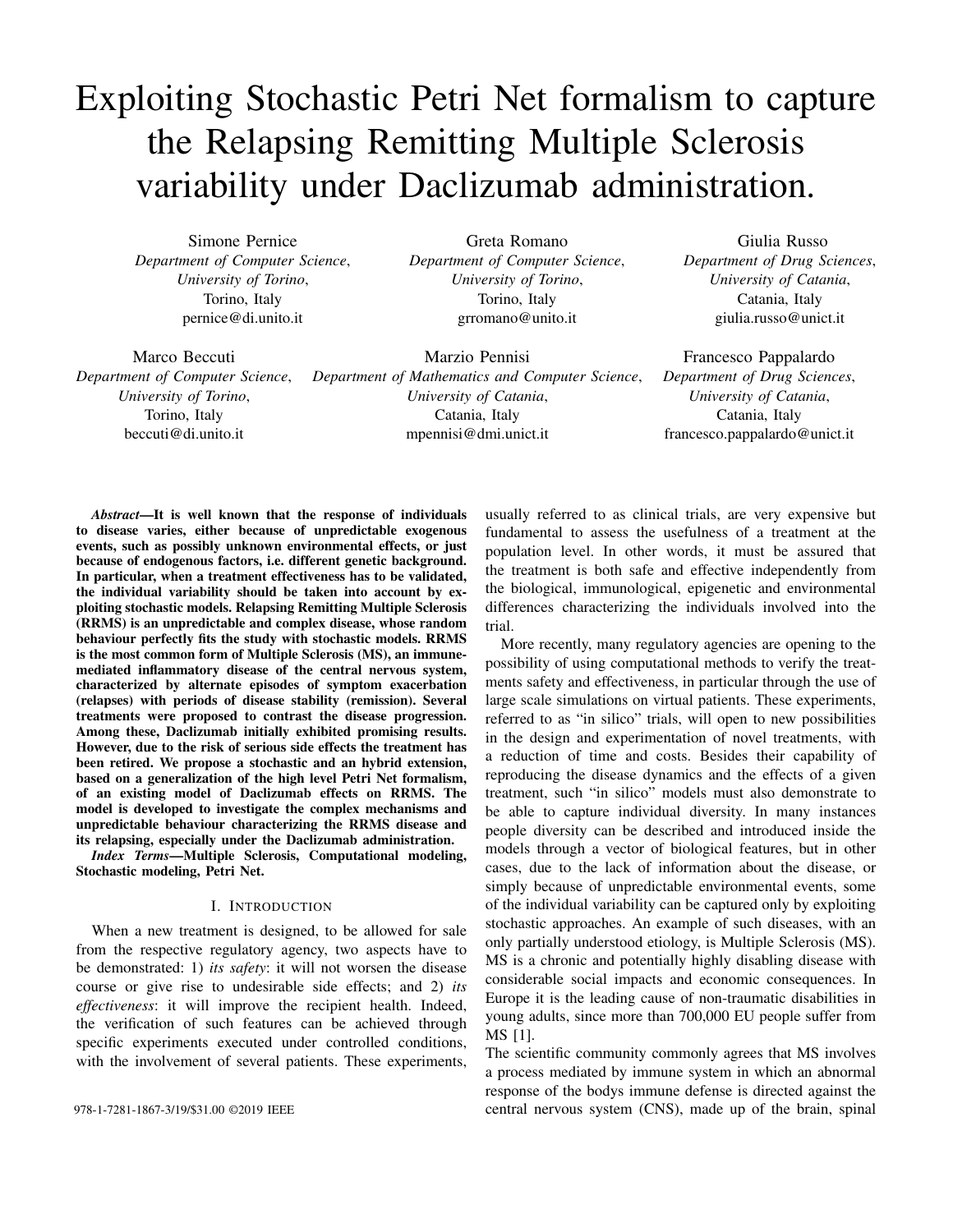# Exploiting Stochastic Petri Net formalism to capture the Relapsing Remitting Multiple Sclerosis variability under Daclizumab administration.

Simone Pernice
*Department of Computer Science,*
*University of Torino,*
Torino, Italy
pernice@di.unito.it

Greta Romano
*Department of Computer Science,*
*University of Torino,*
Torino, Italy
grromano@unito.it

Giulia Russo
*Department of Drug Sciences,*
*University of Catania,*
Catania, Italy
giulia.russo@unict.it

Marco Beccuti
*Department of Computer Science,*
*University of Torino,*
Torino, Italy
beccuti@di.unito.it

Marzio Pennisi
*Department of Mathematics and Computer Science,*
*University of Catania,*
Catania, Italy
mpennisi@dmi.unict.it

Francesco Pappalardo
*Department of Drug Sciences,*
*University of Catania,*
Catania, Italy
francesco.pappalardo@unict.it

***Abstract*—It is well known that the response of individuals to disease varies, either because of unpredictable exogenous events, such as possibly unknown environmental effects, or just because of endogenous factors, i.e. different genetic background. In particular, when a treatment effectiveness has to be validated, the individual variability should be taken into account by exploiting stochastic models. Relapsing Remitting Multiple Sclerosis (RRMS) is an unpredictable and complex disease, whose random behaviour perfectly fits the study with stochastic models. RRMS is the most common form of Multiple Sclerosis (MS), an immune-mediated inflammatory disease of the central nervous system, characterized by alternate episodes of symptom exacerbation (relapses) with periods of disease stability (remission). Several treatments were proposed to contrast the disease progression. Among these, Daclizumab initially exhibited promising results. However, due to the risk of serious side effects the treatment has been retired. We propose a stochastic and an hybrid extension, based on a generalization of the high level Petri Net formalism, of an existing model of Daclizumab effects on RRMS. The model is developed to investigate the complex mechanisms and unpredictable behaviour characterizing the RRMS disease and its relapsing, especially under the Daclizumab administration.**

***Index Terms*—Multiple Sclerosis, Computational modeling, Stochastic modeling, Petri Net.**

## I. Introduction

When a new treatment is designed, to be allowed for sale from the respective regulatory agency, two aspects have to be demonstrated: 1) *its safety*: it will not worsen the disease course or give rise to undesirable side effects; and 2) *its effectiveness*: it will improve the recipient health. Indeed, the verification of such features can be achieved through specific experiments executed under controlled conditions, with the involvement of several patients. These experiments, usually referred to as clinical trials, are very expensive but fundamental to assess the usefulness of a treatment at the population level. In other words, it must be assured that the treatment is both safe and effective independently from the biological, immunological, epigenetic and environmental differences characterizing the individuals involved into the trial.

More recently, many regulatory agencies are opening to the possibility of using computational methods to verify the treatments safety and effectiveness, in particular through the use of large scale simulations on virtual patients. These experiments, referred to as "in silico" trials, will open to new possibilities in the design and experimentation of novel treatments, with a reduction of time and costs. Besides their capability of reproducing the disease dynamics and the effects of a given treatment, such "in silico" models must also demonstrate to be able to capture individual diversity. In many instances people diversity can be described and introduced inside the models through a vector of biological features, but in other cases, due to the lack of information about the disease, or simply because of unpredictable environmental events, some of the individual variability can be captured only by exploiting stochastic approaches. An example of such diseases, with an only partially understood etiology, is Multiple Sclerosis (MS). MS is a chronic and potentially highly disabling disease with considerable social impacts and economic consequences. In Europe it is the leading cause of non-traumatic disabilities in young adults, since more than 700,000 EU people suffer from MS [1].

The scientific community commonly agrees that MS involves a process mediated by immune system in which an abnormal response of the bodys immune defense is directed against the central nervous system (CNS), made up of the brain, spinal

978-1-7281-1867-3/19/$31.00 ©2019 IEEE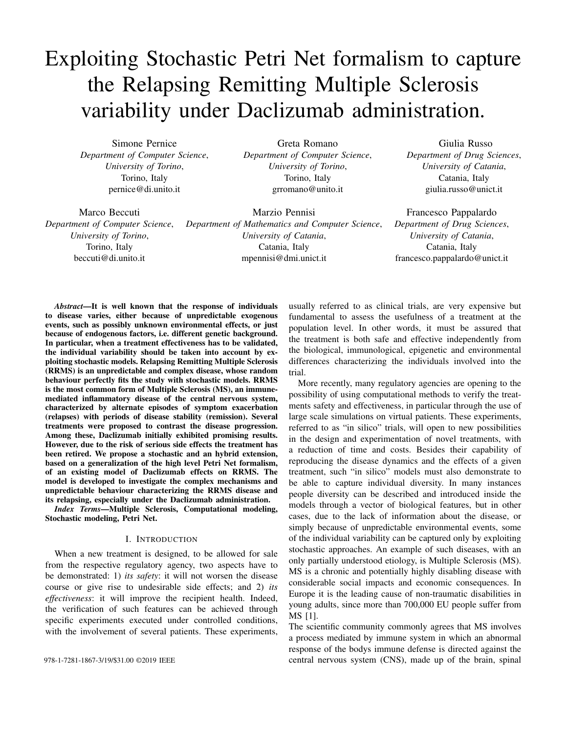# Exploiting Stochastic Petri Net formalism to capture the Relapsing Remitting Multiple Sclerosis variability under Daclizumab administration.

Simone Pernice
*Department of Computer Science,*
*University of Torino,*
Torino, Italy
pernice@di.unito.it

Greta Romano
*Department of Computer Science,*
*University of Torino,*
Torino, Italy
grromano@unito.it

Giulia Russo
*Department of Drug Sciences,*
*University of Catania,*
Catania, Italy
giulia.russo@unict.it

Marco Beccuti
*Department of Computer Science,*
*University of Torino,*
Torino, Italy
beccuti@di.unito.it

Marzio Pennisi
*Department of Mathematics and Computer Science,*
*University of Catania,*
Catania, Italy
mpennisi@dmi.unict.it

Francesco Pappalardo
*Department of Drug Sciences,*
*University of Catania,*
Catania, Italy
francesco.pappalardo@unict.it

***Abstract*—It is well known that the response of individuals to disease varies, either because of unpredictable exogenous events, such as possibly unknown environmental effects, or just because of endogenous factors, i.e. different genetic background. In particular, when a treatment effectiveness has to be validated, the individual variability should be taken into account by exploiting stochastic models. Relapsing Remitting Multiple Sclerosis (RRMS) is an unpredictable and complex disease, whose random behaviour perfectly fits the study with stochastic models. RRMS is the most common form of Multiple Sclerosis (MS), an immune-mediated inflammatory disease of the central nervous system, characterized by alternate episodes of symptom exacerbation (relapses) with periods of disease stability (remission). Several treatments were proposed to contrast the disease progression. Among these, Daclizumab initially exhibited promising results. However, due to the risk of serious side effects the treatment has been retired. We propose a stochastic and an hybrid extension, based on a generalization of the high level Petri Net formalism, of an existing model of Daclizumab effects on RRMS. The model is developed to investigate the complex mechanisms and unpredictable behaviour characterizing the RRMS disease and its relapsing, especially under the Daclizumab administration.**

***Index Terms*—Multiple Sclerosis, Computational modeling, Stochastic modeling, Petri Net.**

## I. Introduction

When a new treatment is designed, to be allowed for sale from the respective regulatory agency, two aspects have to be demonstrated: 1) *its safety*: it will not worsen the disease course or give rise to undesirable side effects; and 2) *its effectiveness*: it will improve the recipient health. Indeed, the verification of such features can be achieved through specific experiments executed under controlled conditions, with the involvement of several patients. These experiments, usually referred to as clinical trials, are very expensive but fundamental to assess the usefulness of a treatment at the population level. In other words, it must be assured that the treatment is both safe and effective independently from the biological, immunological, epigenetic and environmental differences characterizing the individuals involved into the trial.

More recently, many regulatory agencies are opening to the possibility of using computational methods to verify the treatments safety and effectiveness, in particular through the use of large scale simulations on virtual patients. These experiments, referred to as "in silico" trials, will open to new possibilities in the design and experimentation of novel treatments, with a reduction of time and costs. Besides their capability of reproducing the disease dynamics and the effects of a given treatment, such "in silico" models must also demonstrate to be able to capture individual diversity. In many instances people diversity can be described and introduced inside the models through a vector of biological features, but in other cases, due to the lack of information about the disease, or simply because of unpredictable environmental events, some of the individual variability can be captured only by exploiting stochastic approaches. An example of such diseases, with an only partially understood etiology, is Multiple Sclerosis (MS). MS is a chronic and potentially highly disabling disease with considerable social impacts and economic consequences. In Europe it is the leading cause of non-traumatic disabilities in young adults, since more than 700,000 EU people suffer from MS [1].

The scientific community commonly agrees that MS involves a process mediated by immune system in which an abnormal response of the bodys immune defense is directed against the central nervous system (CNS), made up of the brain, spinal

978-1-7281-1867-3/19/$31.00 ©2019 IEEE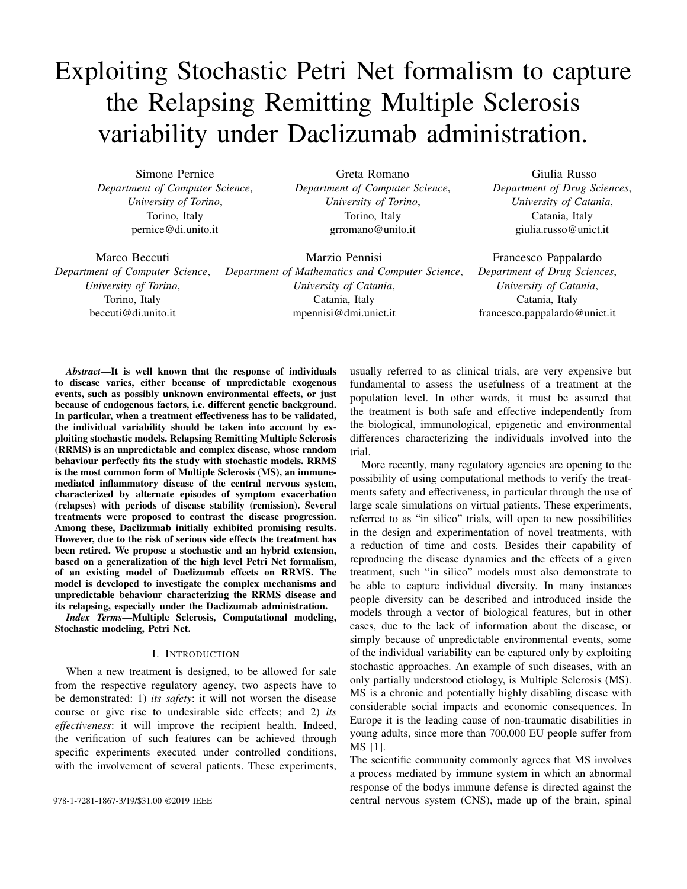# Exploiting Stochastic Petri Net formalism to capture the Relapsing Remitting Multiple Sclerosis variability under Daclizumab administration.

Simone Pernice
*Department of Computer Science,*
*University of Torino,*
Torino, Italy
pernice@di.unito.it

Greta Romano
*Department of Computer Science,*
*University of Torino,*
Torino, Italy
grromano@unito.it

Giulia Russo
*Department of Drug Sciences,*
*University of Catania,*
Catania, Italy
giulia.russo@unict.it

Marco Beccuti
*Department of Computer Science,*
*University of Torino,*
Torino, Italy
beccuti@di.unito.it

Marzio Pennisi
*Department of Mathematics and Computer Science,*
*University of Catania,*
Catania, Italy
mpennisi@dmi.unict.it

Francesco Pappalardo
*Department of Drug Sciences,*
*University of Catania,*
Catania, Italy
francesco.pappalardo@unict.it

***Abstract*—It is well known that the response of individuals to disease varies, either because of unpredictable exogenous events, such as possibly unknown environmental effects, or just because of endogenous factors, i.e. different genetic background. In particular, when a treatment effectiveness has to be validated, the individual variability should be taken into account by exploiting stochastic models. Relapsing Remitting Multiple Sclerosis (RRMS) is an unpredictable and complex disease, whose random behaviour perfectly fits the study with stochastic models. RRMS is the most common form of Multiple Sclerosis (MS), an immune-mediated inflammatory disease of the central nervous system, characterized by alternate episodes of symptom exacerbation (relapses) with periods of disease stability (remission). Several treatments were proposed to contrast the disease progression. Among these, Daclizumab initially exhibited promising results. However, due to the risk of serious side effects the treatment has been retired. We propose a stochastic and an hybrid extension, based on a generalization of the high level Petri Net formalism, of an existing model of Daclizumab effects on RRMS. The model is developed to investigate the complex mechanisms and unpredictable behaviour characterizing the RRMS disease and its relapsing, especially under the Daclizumab administration.**

***Index Terms*—Multiple Sclerosis, Computational modeling, Stochastic modeling, Petri Net.**

## I. Introduction

When a new treatment is designed, to be allowed for sale from the respective regulatory agency, two aspects have to be demonstrated: 1) *its safety*: it will not worsen the disease course or give rise to undesirable side effects; and 2) *its effectiveness*: it will improve the recipient health. Indeed, the verification of such features can be achieved through specific experiments executed under controlled conditions, with the involvement of several patients. These experiments, usually referred to as clinical trials, are very expensive but fundamental to assess the usefulness of a treatment at the population level. In other words, it must be assured that the treatment is both safe and effective independently from the biological, immunological, epigenetic and environmental differences characterizing the individuals involved into the trial.

More recently, many regulatory agencies are opening to the possibility of using computational methods to verify the treatments safety and effectiveness, in particular through the use of large scale simulations on virtual patients. These experiments, referred to as "in silico" trials, will open to new possibilities in the design and experimentation of novel treatments, with a reduction of time and costs. Besides their capability of reproducing the disease dynamics and the effects of a given treatment, such "in silico" models must also demonstrate to be able to capture individual diversity. In many instances people diversity can be described and introduced inside the models through a vector of biological features, but in other cases, due to the lack of information about the disease, or simply because of unpredictable environmental events, some of the individual variability can be captured only by exploiting stochastic approaches. An example of such diseases, with an only partially understood etiology, is Multiple Sclerosis (MS). MS is a chronic and potentially highly disabling disease with considerable social impacts and economic consequences. In Europe it is the leading cause of non-traumatic disabilities in young adults, since more than 700,000 EU people suffer from MS [1].

The scientific community commonly agrees that MS involves a process mediated by immune system in which an abnormal response of the bodys immune defense is directed against the central nervous system (CNS), made up of the brain, spinal

978-1-7281-1867-3/19/$31.00 ©2019 IEEE